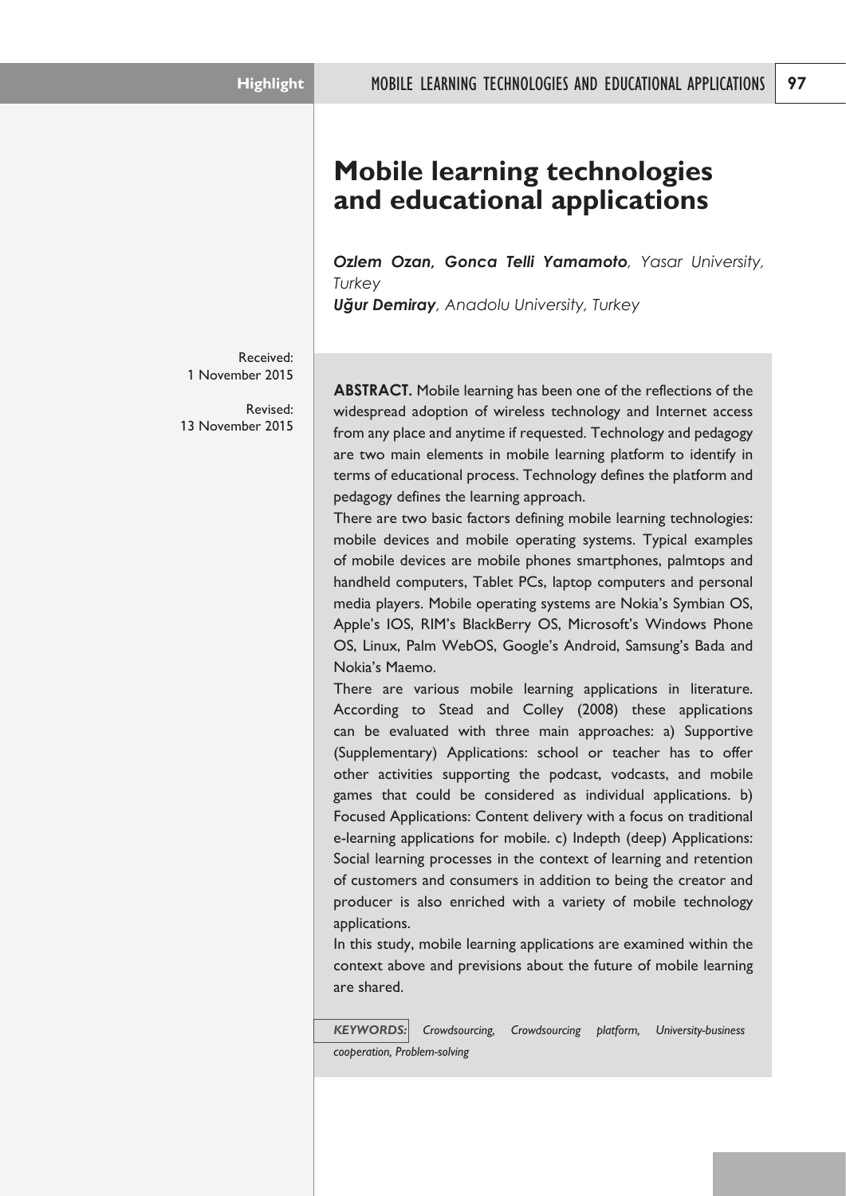# Mobile learning technologies and educational applications

***Ozlem Ozan, Gonca Telli Yamamoto**, Yasar University, Turkey*
***Uğur Demiray**, Anadolu University, Turkey*

Received: 1 November 2015

Revised: 13 November 2015

**ABSTRACT.** Mobile learning has been one of the reflections of the widespread adoption of wireless technology and Internet access from any place and anytime if requested. Technology and pedagogy are two main elements in mobile learning platform to identify in terms of educational process. Technology defines the platform and pedagogy defines the learning approach.

There are two basic factors defining mobile learning technologies: mobile devices and mobile operating systems. Typical examples of mobile devices are mobile phones smartphones, palmtops and handheld computers, Tablet PCs, laptop computers and personal media players. Mobile operating systems are Nokia's Symbian OS, Apple's IOS, RIM's BlackBerry OS, Microsoft's Windows Phone OS, Linux, Palm WebOS, Google's Android, Samsung's Bada and Nokia's Maemo.

There are various mobile learning applications in literature. According to Stead and Colley (2008) these applications can be evaluated with three main approaches: a) Supportive (Supplementary) Applications: school or teacher has to offer other activities supporting the podcast, vodcasts, and mobile games that could be considered as individual applications. b) Focused Applications: Content delivery with a focus on traditional e-learning applications for mobile. c) Indepth (deep) Applications: Social learning processes in the context of learning and retention of customers and consumers in addition to being the creator and producer is also enriched with a variety of mobile technology applications.

In this study, mobile learning applications are examined within the context above and previsions about the future of mobile learning are shared.

***KEYWORDS:*** *Crowdsourcing, Crowdsourcing platform, University-business cooperation, Problem-solving*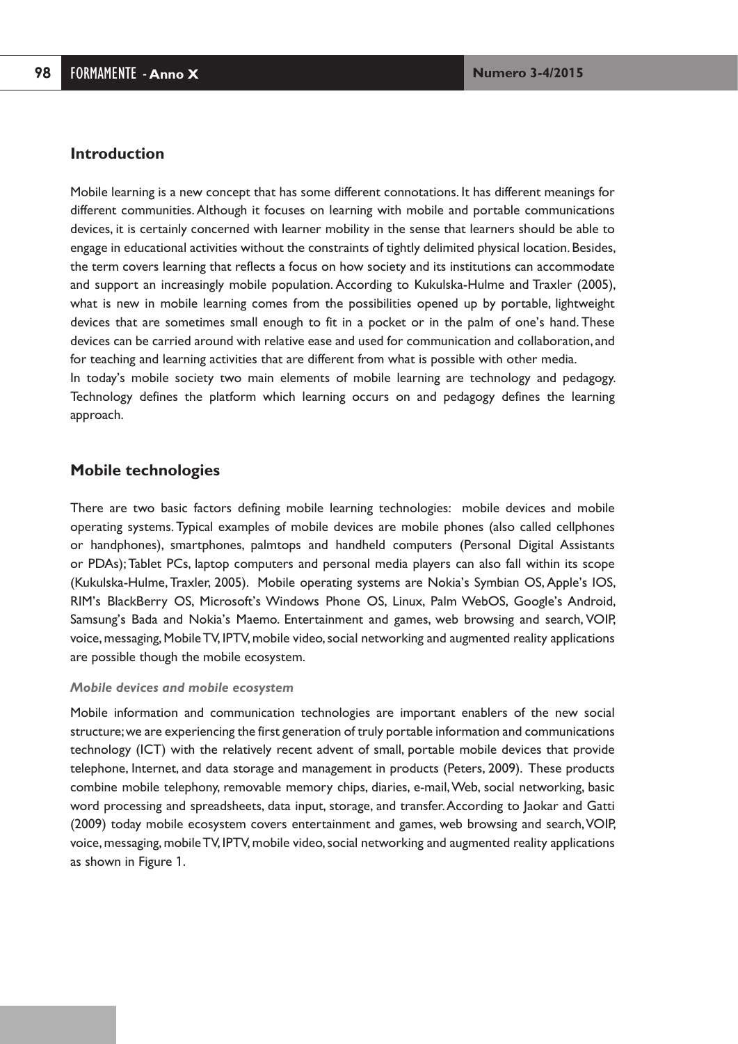## Introduction

Mobile learning is a new concept that has some different connotations. It has different meanings for different communities. Although it focuses on learning with mobile and portable communications devices, it is certainly concerned with learner mobility in the sense that learners should be able to engage in educational activities without the constraints of tightly delimited physical location. Besides, the term covers learning that reflects a focus on how society and its institutions can accommodate and support an increasingly mobile population. According to Kukulska-Hulme and Traxler (2005), what is new in mobile learning comes from the possibilities opened up by portable, lightweight devices that are sometimes small enough to fit in a pocket or in the palm of one's hand. These devices can be carried around with relative ease and used for communication and collaboration, and for teaching and learning activities that are different from what is possible with other media.

In today's mobile society two main elements of mobile learning are technology and pedagogy. Technology defines the platform which learning occurs on and pedagogy defines the learning approach.

## Mobile technologies

There are two basic factors defining mobile learning technologies: mobile devices and mobile operating systems. Typical examples of mobile devices are mobile phones (also called cellphones or handphones), smartphones, palmtops and handheld computers (Personal Digital Assistants or PDAs); Tablet PCs, laptop computers and personal media players can also fall within its scope (Kukulska-Hulme, Traxler, 2005). Mobile operating systems are Nokia's Symbian OS, Apple's IOS, RIM's BlackBerry OS, Microsoft's Windows Phone OS, Linux, Palm WebOS, Google's Android, Samsung's Bada and Nokia's Maemo. Entertainment and games, web browsing and search, VOIP, voice, messaging, Mobile TV, IPTV, mobile video, social networking and augmented reality applications are possible though the mobile ecosystem.

### *Mobile devices and mobile ecosystem*

Mobile information and communication technologies are important enablers of the new social structure; we are experiencing the first generation of truly portable information and communications technology (ICT) with the relatively recent advent of small, portable mobile devices that provide telephone, Internet, and data storage and management in products (Peters, 2009). These products combine mobile telephony, removable memory chips, diaries, e-mail, Web, social networking, basic word processing and spreadsheets, data input, storage, and transfer. According to Jaokar and Gatti (2009) today mobile ecosystem covers entertainment and games, web browsing and search, VOIP, voice, messaging, mobile TV, IPTV, mobile video, social networking and augmented reality applications as shown in Figure 1.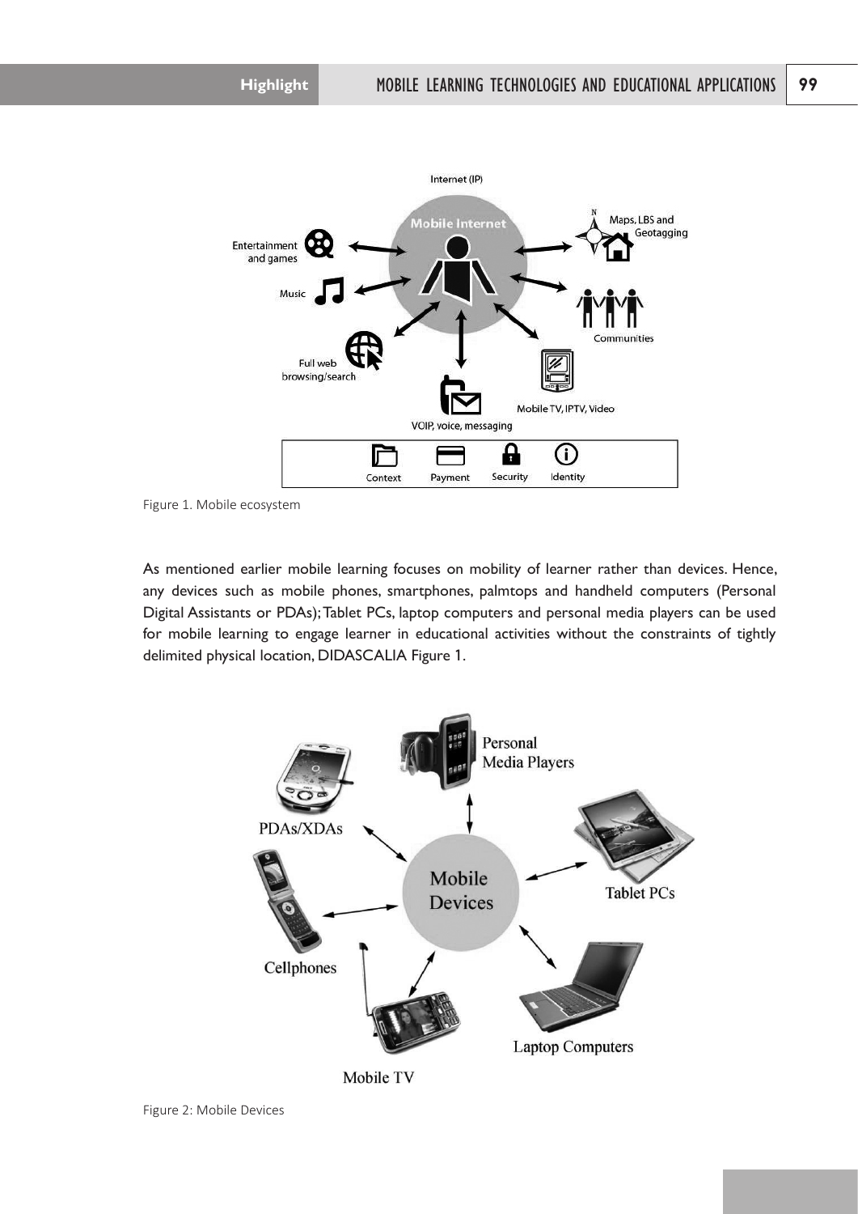Figure 1. Mobile ecosystem

As mentioned earlier mobile learning focuses on mobility of learner rather than devices. Hence, any devices such as mobile phones, smartphones, palmtops and handheld computers (Personal Digital Assistants or PDAs); Tablet PCs, laptop computers and personal media players can be used for mobile learning to engage learner in educational activities without the constraints of tightly delimited physical location, DIDASCALIA Figure 1.

Figure 2: Mobile Devices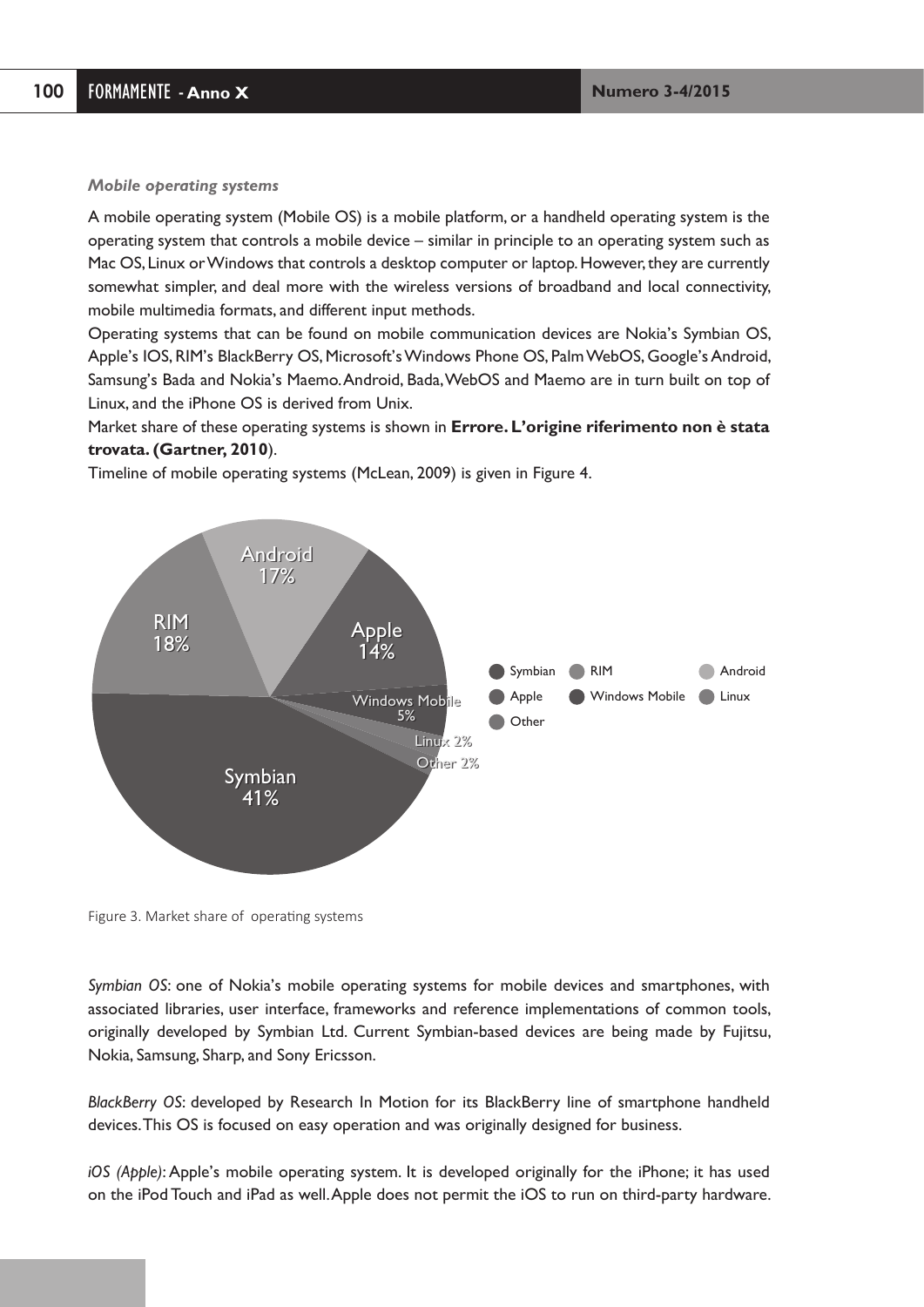*Mobile operating systems*

A mobile operating system (Mobile OS) is a mobile platform, or a handheld operating system is the operating system that controls a mobile device – similar in principle to an operating system such as Mac OS, Linux or Windows that controls a desktop computer or laptop. However, they are currently somewhat simpler, and deal more with the wireless versions of broadband and local connectivity, mobile multimedia formats, and different input methods.

Operating systems that can be found on mobile communication devices are Nokia's Symbian OS, Apple's IOS, RIM's BlackBerry OS, Microsoft's Windows Phone OS, Palm WebOS, Google's Android, Samsung's Bada and Nokia's Maemo. Android, Bada, WebOS and Maemo are in turn built on top of Linux, and the iPhone OS is derived from Unix.

Market share of these operating systems is shown in **Errore. L'origine riferimento non è stata trovata. (Gartner, 2010**).

Timeline of mobile operating systems (McLean, 2009) is given in Figure 4.

Figure 3. Market share of operating systems

*Symbian OS*: one of Nokia's mobile operating systems for mobile devices and smartphones, with associated libraries, user interface, frameworks and reference implementations of common tools, originally developed by Symbian Ltd. Current Symbian-based devices are being made by Fujitsu, Nokia, Samsung, Sharp, and Sony Ericsson.

*BlackBerry OS*: developed by Research In Motion for its BlackBerry line of smartphone handheld devices. This OS is focused on easy operation and was originally designed for business.

*iOS (Apple)*: Apple's mobile operating system. It is developed originally for the iPhone; it has used on the iPod Touch and iPad as well. Apple does not permit the iOS to run on third-party hardware.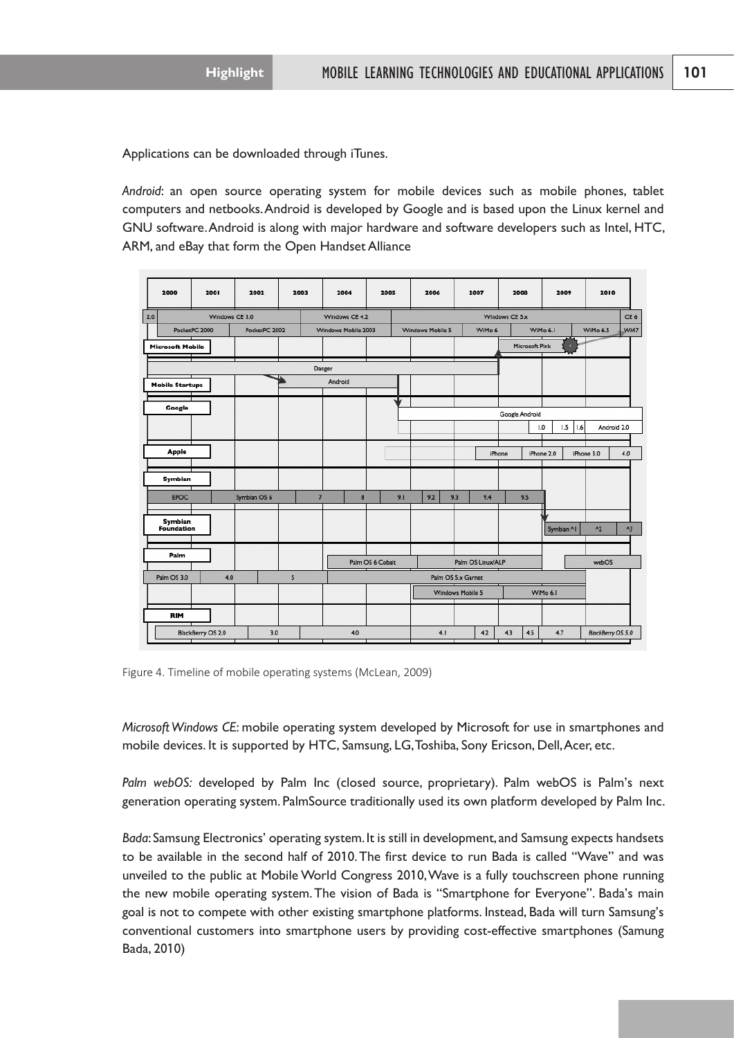Applications can be downloaded through iTunes.

*Android*: an open source operating system for mobile devices such as mobile phones, tablet computers and netbooks. Android is developed by Google and is based upon the Linux kernel and GNU software. Android is along with major hardware and software developers such as Intel, HTC, ARM, and eBay that form the Open Handset Alliance

Figure 4. Timeline of mobile operating systems (McLean, 2009)

*Microsoft Windows CE*: mobile operating system developed by Microsoft for use in smartphones and mobile devices. It is supported by HTC, Samsung, LG, Toshiba, Sony Ericson, Dell, Acer, etc.

*Palm webOS:* developed by Palm Inc (closed source, proprietary). Palm webOS is Palm's next generation operating system. PalmSource traditionally used its own platform developed by Palm Inc.

*Bada*: Samsung Electronics' operating system. It is still in development, and Samsung expects handsets to be available in the second half of 2010. The first device to run Bada is called "Wave" and was unveiled to the public at Mobile World Congress 2010, Wave is a fully touchscreen phone running the new mobile operating system. The vision of Bada is "Smartphone for Everyone". Bada's main goal is not to compete with other existing smartphone platforms. Instead, Bada will turn Samsung's conventional customers into smartphone users by providing cost-effective smartphones (Samung Bada, 2010)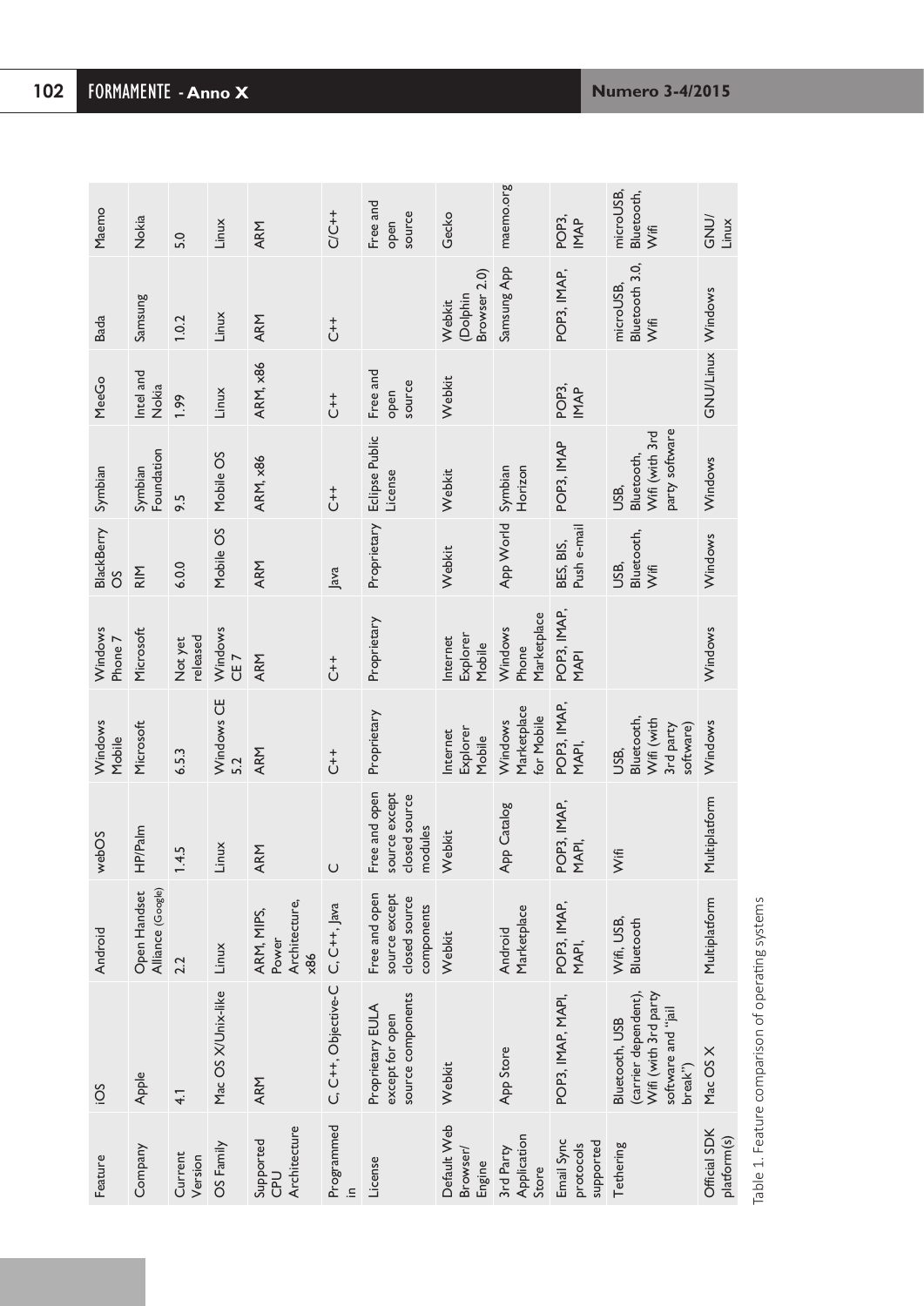| Feature | iOS | Android | webOS | Windows Mobile | Windows Phone 7 | BlackBerry OS | Symbian | MeeGo | Bada | Maemo |
|---|---|---|---|---|---|---|---|---|---|---|
| Company | Apple | Open Handset Alliance (Google) | HP/Palm | Microsoft | Microsoft | RIM | Symbian Foundation | Intel and Nokia | Samsung | Nokia |
| Current Version | 4.1 | 2.2 | 1.4.5 | 6.5.3 | Not yet released | 6.0.0 | 9.5 | 1.99 | 1.0.2 | 5.0 |
| OS Family | Mac OS X/Unix-like | Linux | Linux | Windows CE 5.2 | Windows CE 7 | Mobile OS | Mobile OS | Linux | Linux | Linux |
| Supported CPU Architecture | ARM | ARM, MIPS, Power Architecture, x86 | ARM | ARM | ARM | ARM | ARM, x86 | ARM, x86 | ARM | ARM |
| Programmed in | C, C++, Objective-C | C, C++, Java | C | C++ | C++ | Java | C++ | C++ | C++ | C/C++ |
| License | Proprietary EULA except for open source components | Free and open source except closed source components | Free and open source except closed source modules | Proprietary | Proprietary | Proprietary | Eclipse Public License | Free and open source | | Free and open source |
| Default Web Browser/ Engine | Webkit | Webkit | Webkit | Internet Explorer Mobile | Internet Explorer Mobile | Webkit | Webkit | Webkit | Webkit (Dolphin Browser 2.0) | Gecko |
| 3rd Party Application Store | App Store | Android Marketplace | App Catalog | Windows Marketplace for Mobile | Windows Phone Marketplace | App World | Symbian Horizon | | Samsung App | maemo.org |
| Email Sync protocols supported | POP3, IMAP, MAPI, | POP3, IMAP, MAPI, | POP3, IMAP, MAPI, | POP3, IMAP, MAPI, | POP3, IMAP, MAPI | BES, BIS, Push e-mail | POP3, IMAP | POP3, IMAP | POP3, IMAP, | POP3, IMAP |
| Tethering | Bluetooth, USB (carrier dependent), Wifi (with 3rd party software and "jail break") | Wifi, USB, Bluetooth | Wifi | USB, Bluetooth, Wifi (with 3rd party software) | | USB, Bluetooth, Wifi | USB, Bluetooth, Wifi (with 3rd party software | | microUSB, Bluetooth 3.0, Wifi | microUSB, Bluetooth, Wifi |
| Official SDK platform(s) | Mac OS X | Multiplatform | Multiplatform | Windows | Windows | Windows | Windows | GNU/Linux | Windows | GNU/ Linux |

Table 1. Feature comparison of operating systems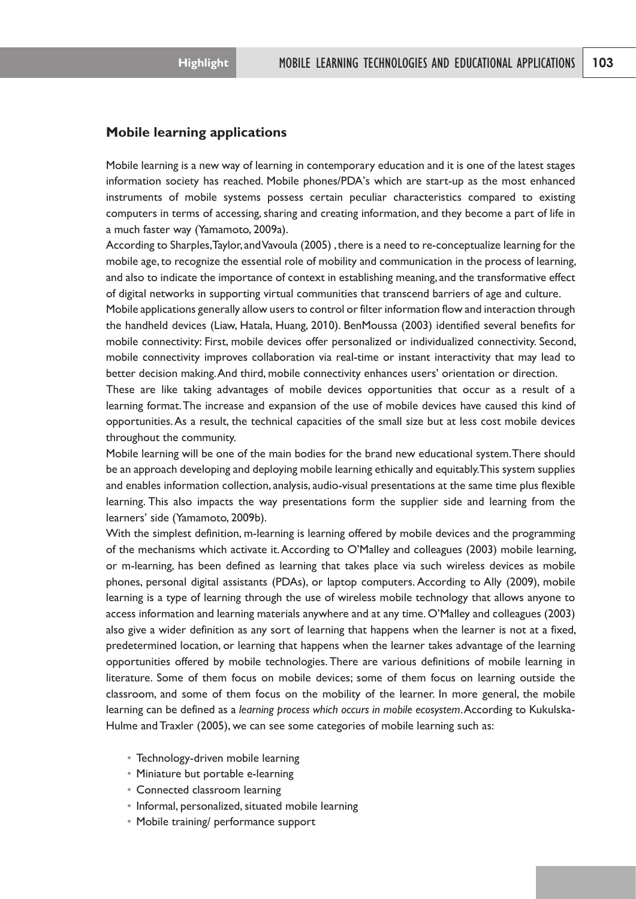## Mobile learning applications

Mobile learning is a new way of learning in contemporary education and it is one of the latest stages information society has reached. Mobile phones/PDA's which are start-up as the most enhanced instruments of mobile systems possess certain peculiar characteristics compared to existing computers in terms of accessing, sharing and creating information, and they become a part of life in a much faster way (Yamamoto, 2009a).

According to Sharples, Taylor, and Vavoula (2005) , there is a need to re-conceptualize learning for the mobile age, to recognize the essential role of mobility and communication in the process of learning, and also to indicate the importance of context in establishing meaning, and the transformative effect of digital networks in supporting virtual communities that transcend barriers of age and culture.

Mobile applications generally allow users to control or filter information flow and interaction through the handheld devices (Liaw, Hatala, Huang, 2010). BenMoussa (2003) identified several benefits for mobile connectivity: First, mobile devices offer personalized or individualized connectivity. Second, mobile connectivity improves collaboration via real-time or instant interactivity that may lead to better decision making. And third, mobile connectivity enhances users' orientation or direction.

These are like taking advantages of mobile devices opportunities that occur as a result of a learning format. The increase and expansion of the use of mobile devices have caused this kind of opportunities. As a result, the technical capacities of the small size but at less cost mobile devices throughout the community.

Mobile learning will be one of the main bodies for the brand new educational system. There should be an approach developing and deploying mobile learning ethically and equitably. This system supplies and enables information collection, analysis, audio-visual presentations at the same time plus flexible learning. This also impacts the way presentations form the supplier side and learning from the learners' side (Yamamoto, 2009b).

With the simplest definition, m-learning is learning offered by mobile devices and the programming of the mechanisms which activate it. According to O'Malley and colleagues (2003) mobile learning, or m-learning, has been defined as learning that takes place via such wireless devices as mobile phones, personal digital assistants (PDAs), or laptop computers. According to Ally (2009), mobile learning is a type of learning through the use of wireless mobile technology that allows anyone to access information and learning materials anywhere and at any time. O'Malley and colleagues (2003) also give a wider definition as any sort of learning that happens when the learner is not at a fixed, predetermined location, or learning that happens when the learner takes advantage of the learning opportunities offered by mobile technologies. There are various definitions of mobile learning in literature. Some of them focus on mobile devices; some of them focus on learning outside the classroom, and some of them focus on the mobility of the learner. In more general, the mobile learning can be defined as a *learning process which occurs in mobile ecosystem*. According to Kukulska-Hulme and Traxler (2005), we can see some categories of mobile learning such as:

- Technology-driven mobile learning
- Miniature but portable e-learning
- Connected classroom learning
- Informal, personalized, situated mobile learning
- Mobile training/ performance support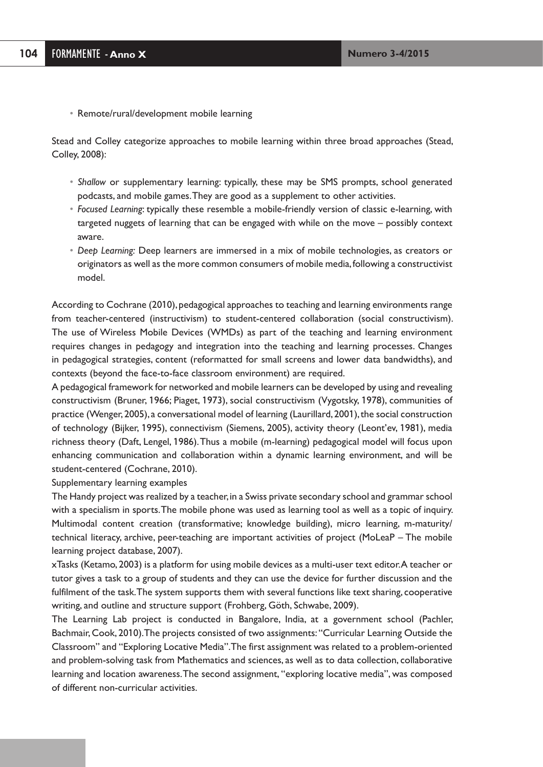- Remote/rural/development mobile learning

Stead and Colley categorize approaches to mobile learning within three broad approaches (Stead, Colley, 2008):

- *Shallow* or supplementary learning: typically, these may be SMS prompts, school generated podcasts, and mobile games. They are good as a supplement to other activities.
- *Focused Learning*: typically these resemble a mobile-friendly version of classic e-learning, with targeted nuggets of learning that can be engaged with while on the move – possibly context aware.
- *Deep Learning:* Deep learners are immersed in a mix of mobile technologies, as creators or originators as well as the more common consumers of mobile media, following a constructivist model.

According to Cochrane (2010), pedagogical approaches to teaching and learning environments range from teacher-centered (instructivism) to student-centered collaboration (social constructivism). The use of Wireless Mobile Devices (WMDs) as part of the teaching and learning environment requires changes in pedagogy and integration into the teaching and learning processes. Changes in pedagogical strategies, content (reformatted for small screens and lower data bandwidths), and contexts (beyond the face-to-face classroom environment) are required.

A pedagogical framework for networked and mobile learners can be developed by using and revealing constructivism (Bruner, 1966; Piaget, 1973), social constructivism (Vygotsky, 1978), communities of practice (Wenger, 2005), a conversational model of learning (Laurillard, 2001), the social construction of technology (Bijker, 1995), connectivism (Siemens, 2005), activity theory (Leont'ev, 1981), media richness theory (Daft, Lengel, 1986). Thus a mobile (m-learning) pedagogical model will focus upon enhancing communication and collaboration within a dynamic learning environment, and will be student-centered (Cochrane, 2010).

Supplementary learning examples

The Handy project was realized by a teacher, in a Swiss private secondary school and grammar school with a specialism in sports. The mobile phone was used as learning tool as well as a topic of inquiry. Multimodal content creation (transformative; knowledge building), micro learning, m-maturity/ technical literacy, archive, peer-teaching are important activities of project (MoLeaP – The mobile learning project database, 2007).

xTasks (Ketamo, 2003) is a platform for using mobile devices as a multi-user text editor. A teacher or tutor gives a task to a group of students and they can use the device for further discussion and the fulfilment of the task. The system supports them with several functions like text sharing, cooperative writing, and outline and structure support (Frohberg, Göth, Schwabe, 2009).

The Learning Lab project is conducted in Bangalore, India, at a government school (Pachler, Bachmair, Cook, 2010). The projects consisted of two assignments: "Curricular Learning Outside the Classroom" and "Exploring Locative Media". The first assignment was related to a problem-oriented and problem-solving task from Mathematics and sciences, as well as to data collection, collaborative learning and location awareness. The second assignment, "exploring locative media", was composed of different non-curricular activities.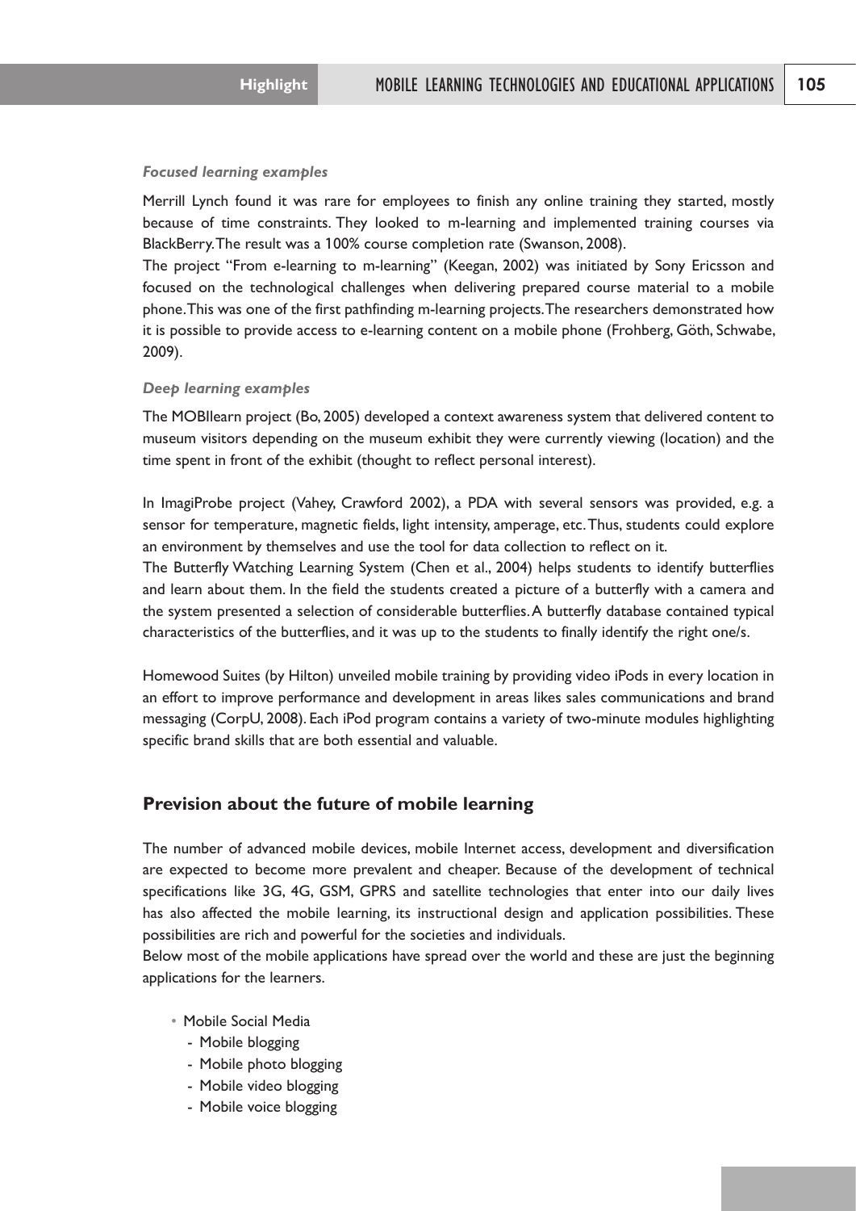*Focused learning examples*

Merrill Lynch found it was rare for employees to finish any online training they started, mostly because of time constraints. They looked to m-learning and implemented training courses via BlackBerry. The result was a 100% course completion rate (Swanson, 2008).

The project "From e-learning to m-learning" (Keegan, 2002) was initiated by Sony Ericsson and focused on the technological challenges when delivering prepared course material to a mobile phone. This was one of the first pathfinding m-learning projects. The researchers demonstrated how it is possible to provide access to e-learning content on a mobile phone (Frohberg, Göth, Schwabe, 2009).

*Deep learning examples*

The MOBIlearn project (Bo, 2005) developed a context awareness system that delivered content to museum visitors depending on the museum exhibit they were currently viewing (location) and the time spent in front of the exhibit (thought to reflect personal interest).

In ImagiProbe project (Vahey, Crawford 2002), a PDA with several sensors was provided, e.g. a sensor for temperature, magnetic fields, light intensity, amperage, etc. Thus, students could explore an environment by themselves and use the tool for data collection to reflect on it.

The Butterfly Watching Learning System (Chen et al., 2004) helps students to identify butterflies and learn about them. In the field the students created a picture of a butterfly with a camera and the system presented a selection of considerable butterflies. A butterfly database contained typical characteristics of the butterflies, and it was up to the students to finally identify the right one/s.

Homewood Suites (by Hilton) unveiled mobile training by providing video iPods in every location in an effort to improve performance and development in areas likes sales communications and brand messaging (CorpU, 2008). Each iPod program contains a variety of two-minute modules highlighting specific brand skills that are both essential and valuable.

## Prevision about the future of mobile learning

The number of advanced mobile devices, mobile Internet access, development and diversification are expected to become more prevalent and cheaper. Because of the development of technical specifications like 3G, 4G, GSM, GPRS and satellite technologies that enter into our daily lives has also affected the mobile learning, its instructional design and application possibilities. These possibilities are rich and powerful for the societies and individuals.

Below most of the mobile applications have spread over the world and these are just the beginning applications for the learners.

- Mobile Social Media
  - Mobile blogging
  - Mobile photo blogging
  - Mobile video blogging
  - Mobile voice blogging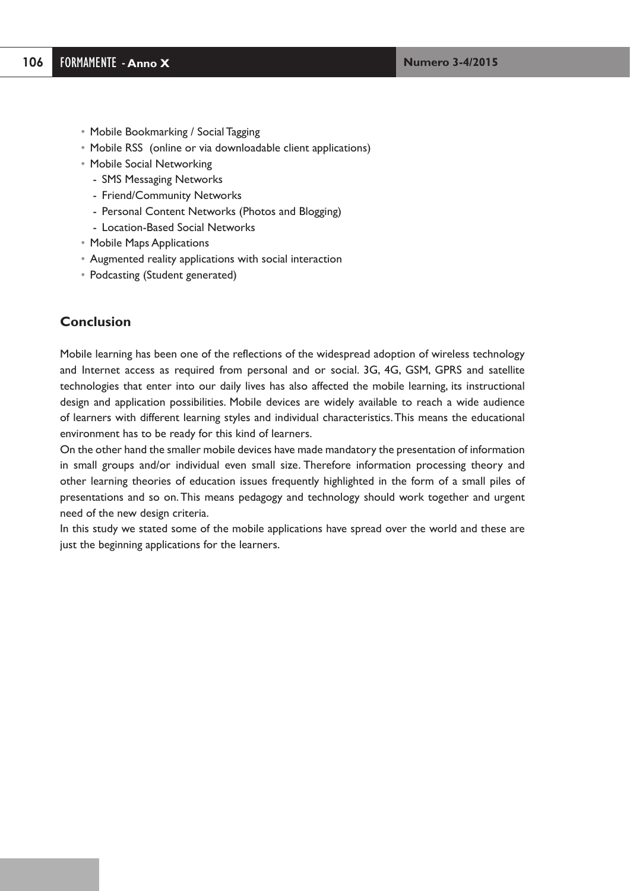- Mobile Bookmarking / Social Tagging
- Mobile RSS (online or via downloadable client applications)
- Mobile Social Networking
  - SMS Messaging Networks
  - Friend/Community Networks
  - Personal Content Networks (Photos and Blogging)
  - Location-Based Social Networks
- Mobile Maps Applications
- Augmented reality applications with social interaction
- Podcasting (Student generated)

## Conclusion

Mobile learning has been one of the reflections of the widespread adoption of wireless technology and Internet access as required from personal and or social. 3G, 4G, GSM, GPRS and satellite technologies that enter into our daily lives has also affected the mobile learning, its instructional design and application possibilities. Mobile devices are widely available to reach a wide audience of learners with different learning styles and individual characteristics. This means the educational environment has to be ready for this kind of learners.

On the other hand the smaller mobile devices have made mandatory the presentation of information in small groups and/or individual even small size. Therefore information processing theory and other learning theories of education issues frequently highlighted in the form of a small piles of presentations and so on. This means pedagogy and technology should work together and urgent need of the new design criteria.

In this study we stated some of the mobile applications have spread over the world and these are just the beginning applications for the learners.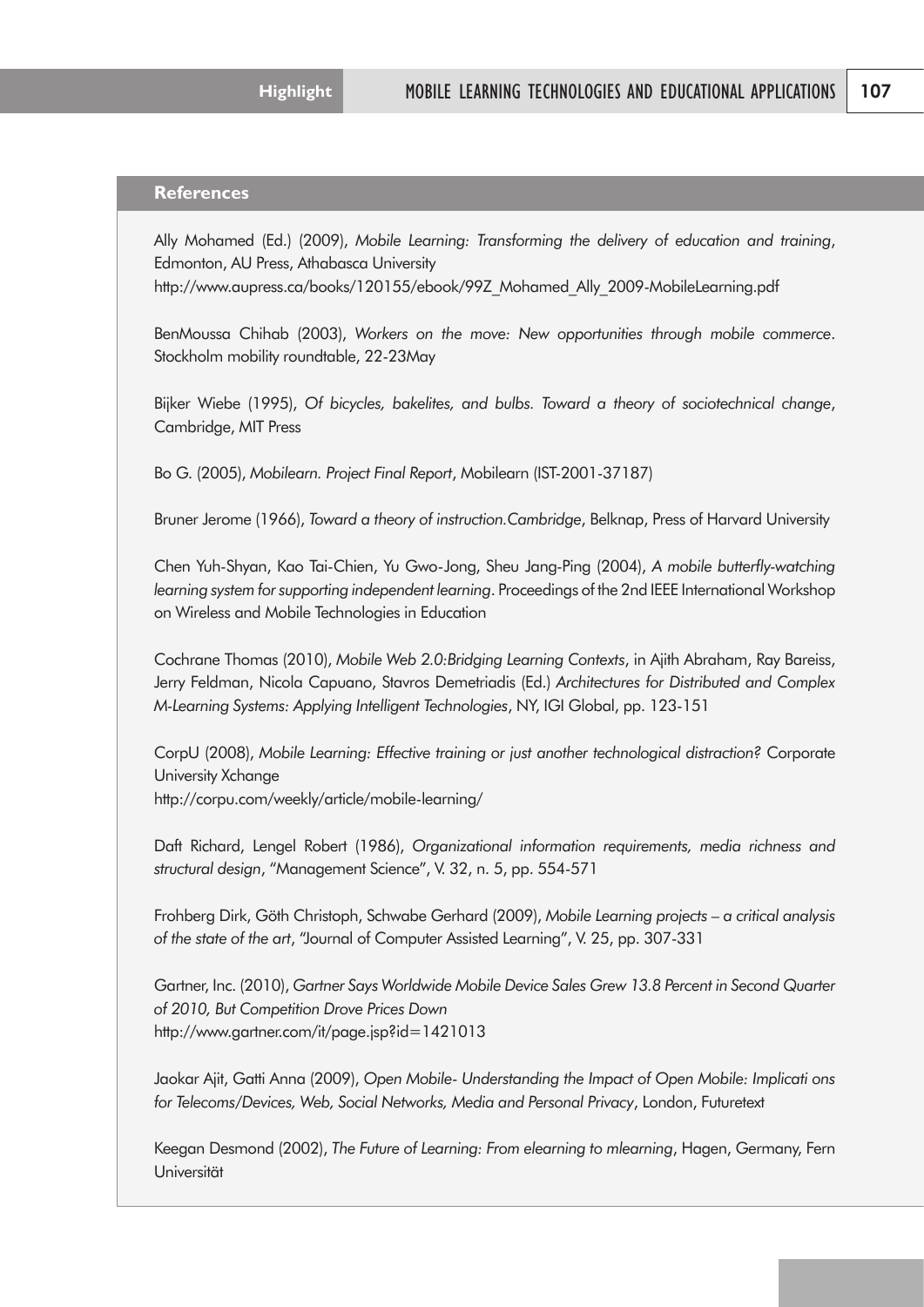## References

Ally Mohamed (Ed.) (2009), *Mobile Learning: Transforming the delivery of education and training*, Edmonton, AU Press, Athabasca University
http://www.aupress.ca/books/120155/ebook/99Z_Mohamed_Ally_2009-MobileLearning.pdf

BenMoussa Chihab (2003), *Workers on the move: New opportunities through mobile commerce*. Stockholm mobility roundtable, 22-23May

Bijker Wiebe (1995), *Of bicycles, bakelites, and bulbs. Toward a theory of sociotechnical change*, Cambridge, MIT Press

Bo G. (2005), *Mobilearn. Project Final Report*, Mobilearn (IST-2001-37187)

Bruner Jerome (1966), *Toward a theory of instruction.Cambridge*, Belknap, Press of Harvard University

Chen Yuh-Shyan, Kao Tai-Chien, Yu Gwo-Jong, Sheu Jang-Ping (2004), *A mobile butterfly-watching learning system for supporting independent learning*. Proceedings of the 2nd IEEE International Workshop on Wireless and Mobile Technologies in Education

Cochrane Thomas (2010), *Mobile Web 2.0:Bridging Learning Contexts*, in Ajith Abraham, Ray Bareiss, Jerry Feldman, Nicola Capuano, Stavros Demetriadis (Ed.) *Architectures for Distributed and Complex M-Learning Systems: Applying Intelligent Technologies*, NY, IGI Global, pp. 123-151

CorpU (2008), *Mobile Learning: Effective training or just another technological distraction?* Corporate University Xchange
http://corpu.com/weekly/article/mobile-learning/

Daft Richard, Lengel Robert (1986), *Organizational information requirements, media richness and structural design*, "Management Science", V. 32, n. 5, pp. 554-571

Frohberg Dirk, Göth Christoph, Schwabe Gerhard (2009), *Mobile Learning projects – a critical analysis of the state of the art*, "Journal of Computer Assisted Learning", V. 25, pp. 307-331

Gartner, Inc. (2010), *Gartner Says Worldwide Mobile Device Sales Grew 13.8 Percent in Second Quarter of 2010, But Competition Drove Prices Down*
http://www.gartner.com/it/page.jsp?id=1421013

Jaokar Ajit, Gatti Anna (2009), *Open Mobile- Understanding the Impact of Open Mobile: Implicati ons for Telecoms/Devices, Web, Social Networks, Media and Personal Privacy*, London, Futuretext

Keegan Desmond (2002), *The Future of Learning: From elearning to mlearning*, Hagen, Germany, Fern Universität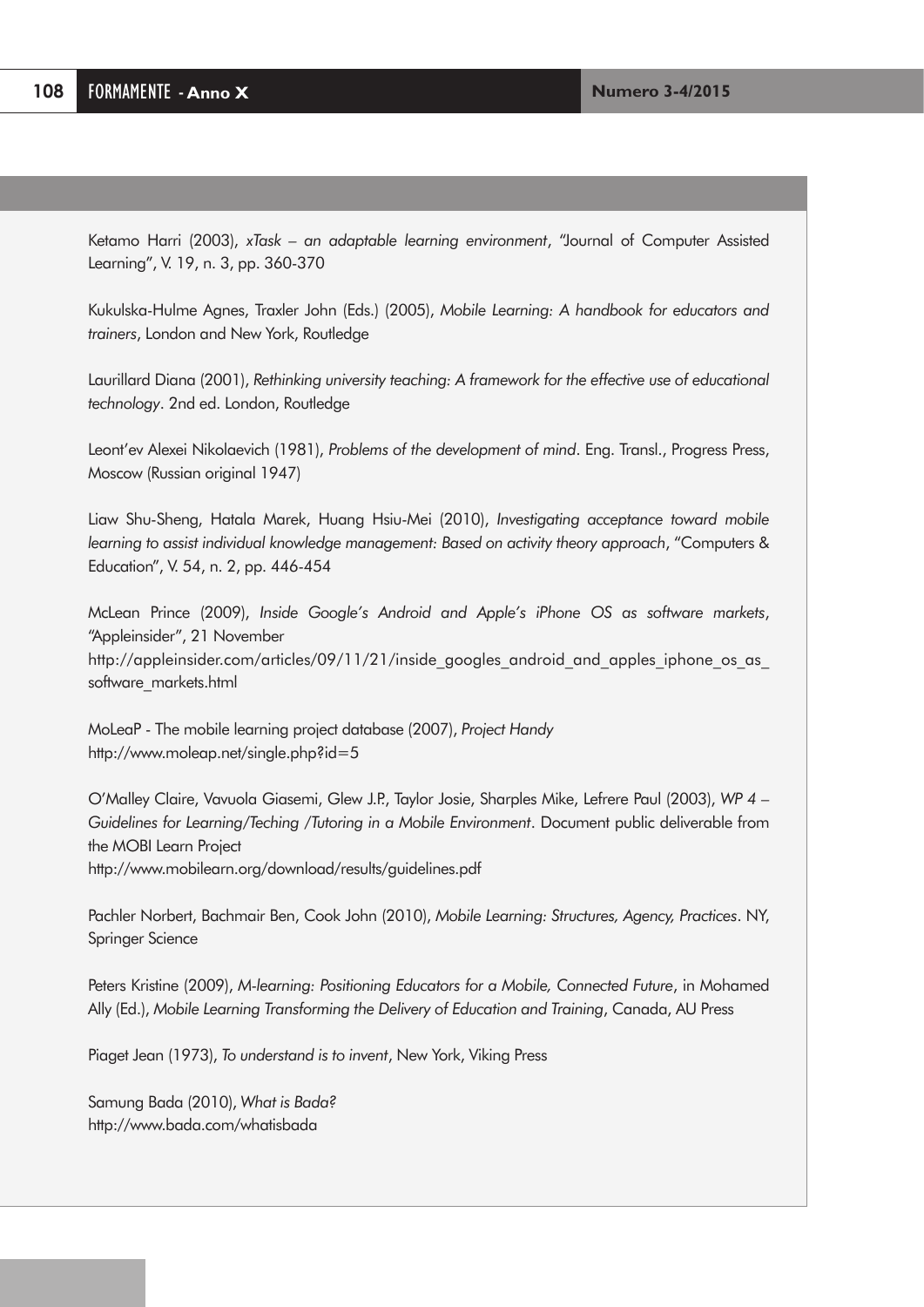Ketamo Harri (2003), *xTask – an adaptable learning environment*, "Journal of Computer Assisted Learning", V. 19, n. 3, pp. 360-370

Kukulska-Hulme Agnes, Traxler John (Eds.) (2005), *Mobile Learning: A handbook for educators and trainers*, London and New York, Routledge

Laurillard Diana (2001), *Rethinking university teaching: A framework for the effective use of educational technology*. 2nd ed. London, Routledge

Leont'ev Alexei Nikolaevich (1981), *Problems of the development of mind*. Eng. Transl., Progress Press, Moscow (Russian original 1947)

Liaw Shu-Sheng, Hatala Marek, Huang Hsiu-Mei (2010), *Investigating acceptance toward mobile learning to assist individual knowledge management: Based on activity theory approach*, "Computers & Education", V. 54, n. 2, pp. 446-454

McLean Prince (2009), *Inside Google's Android and Apple's iPhone OS as software markets*, "Appleinsider", 21 November
http://appleinsider.com/articles/09/11/21/inside_googles_android_and_apples_iphone_os_as_software_markets.html

MoLeaP - The mobile learning project database (2007), *Project Handy*
http://www.moleap.net/single.php?id=5

O'Malley Claire, Vavuola Giasemi, Glew J.P., Taylor Josie, Sharples Mike, Lefrere Paul (2003), *WP 4 – Guidelines for Learning/Teching /Tutoring in a Mobile Environment*. Document public deliverable from the MOBI Learn Project
http://www.mobilearn.org/download/results/guidelines.pdf

Pachler Norbert, Bachmair Ben, Cook John (2010), *Mobile Learning: Structures, Agency, Practices*. NY, Springer Science

Peters Kristine (2009), *M-learning: Positioning Educators for a Mobile, Connected Future*, in Mohamed Ally (Ed.), *Mobile Learning Transforming the Delivery of Education and Training*, Canada, AU Press

Piaget Jean (1973), *To understand is to invent*, New York, Viking Press

Samung Bada (2010), *What is Bada?*
http://www.bada.com/whatisbada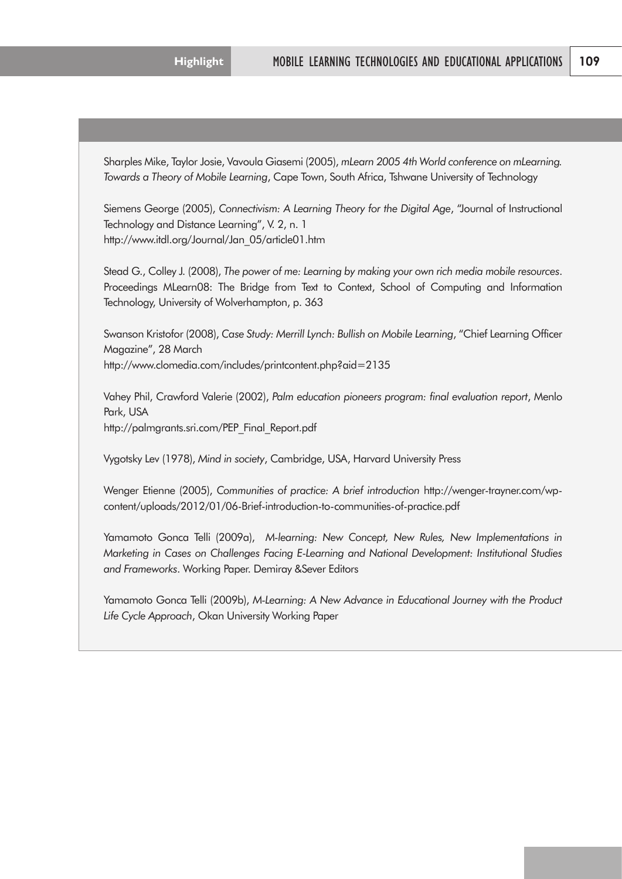Sharples Mike, Taylor Josie, Vavoula Giasemi (2005), *mLearn 2005 4th World conference on mLearning. Towards a Theory of Mobile Learning*, Cape Town, South Africa, Tshwane University of Technology

Siemens George (2005), *Connectivism: A Learning Theory for the Digital Age*, "Journal of Instructional Technology and Distance Learning", V. 2, n. 1
http://www.itdl.org/Journal/Jan_05/article01.htm

Stead G., Colley J. (2008), *The power of me: Learning by making your own rich media mobile resources*. Proceedings MLearn08: The Bridge from Text to Context, School of Computing and Information Technology, University of Wolverhampton, p. 363

Swanson Kristofor (2008), *Case Study: Merrill Lynch: Bullish on Mobile Learning*, "Chief Learning Officer Magazine", 28 March
http://www.clomedia.com/includes/printcontent.php?aid=2135

Vahey Phil, Crawford Valerie (2002), *Palm education pioneers program: final evaluation report*, Menlo Park, USA
http://palmgrants.sri.com/PEP_Final_Report.pdf

Vygotsky Lev (1978), *Mind in society*, Cambridge, USA, Harvard University Press

Wenger Etienne (2005), *Communities of practice: A brief introduction* http://wenger-trayner.com/wp-content/uploads/2012/01/06-Brief-introduction-to-communities-of-practice.pdf

Yamamoto Gonca Telli (2009a), *M-learning: New Concept, New Rules, New Implementations in Marketing in Cases on Challenges Facing E-Learning and National Development: Institutional Studies and Frameworks*. Working Paper. Demiray &Sever Editors

Yamamoto Gonca Telli (2009b), *M-Learning: A New Advance in Educational Journey with the Product Life Cycle Approach*, Okan University Working Paper